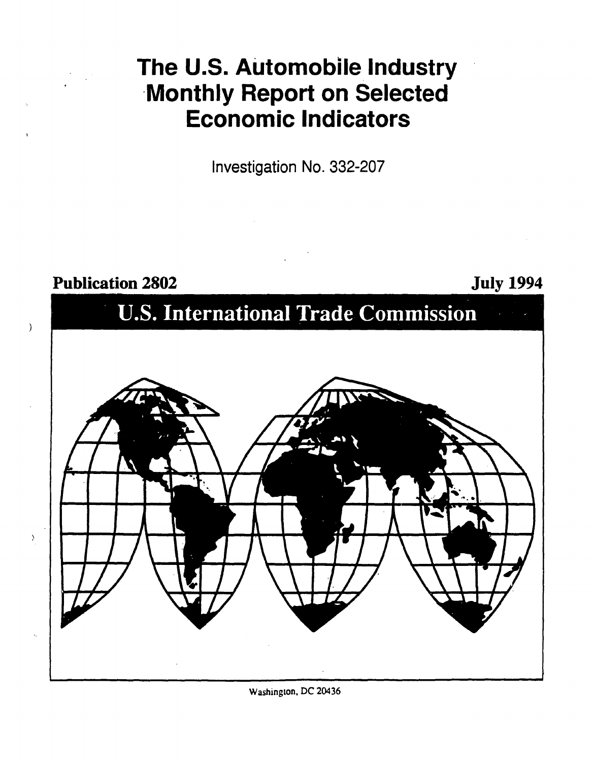# The U.S. Automobile Industry Monthly Report on Selected Economic Indicators

Investigation No. 332-207

**Publication 2802** **July 1994**

## U.S. International Trade Commission

Washington, DC 20436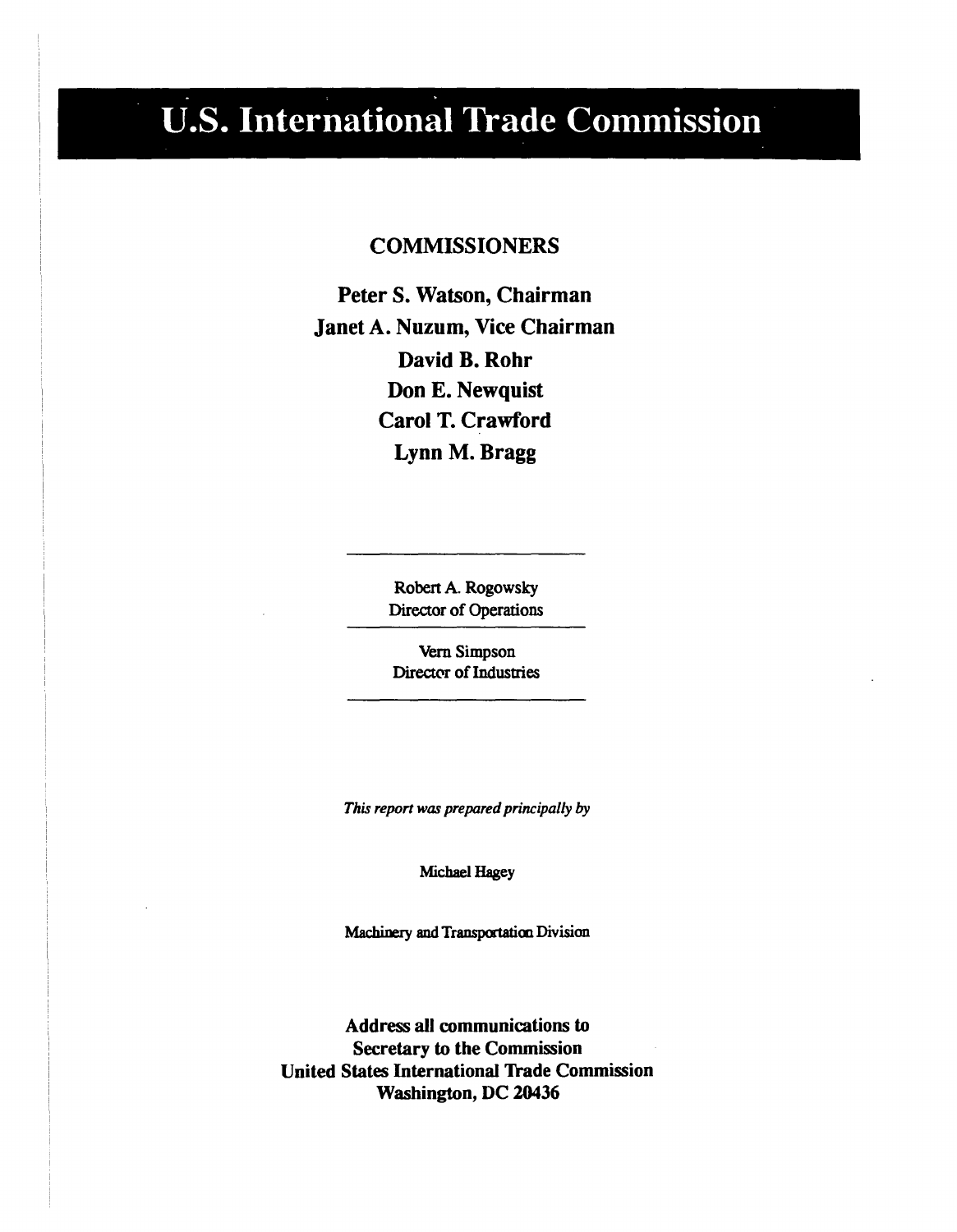# U.S. International Trade Commission

**COMMISSIONERS**

**Peter S. Watson, Chairman**
**Janet A. Nuzum, Vice Chairman**
**David B. Rohr**
**Don E. Newquist**
**Carol T. Crawford**
**Lynn M. Bragg**

---

Robert A. Rogowsky
Director of Operations

---

Vern Simpson
Director of Industries

---

*This report was prepared principally by*

Michael Hagey

Machinery and Transportation Division

**Address all communications to**
**Secretary to the Commission**
**United States International Trade Commission**
**Washington, DC 20436**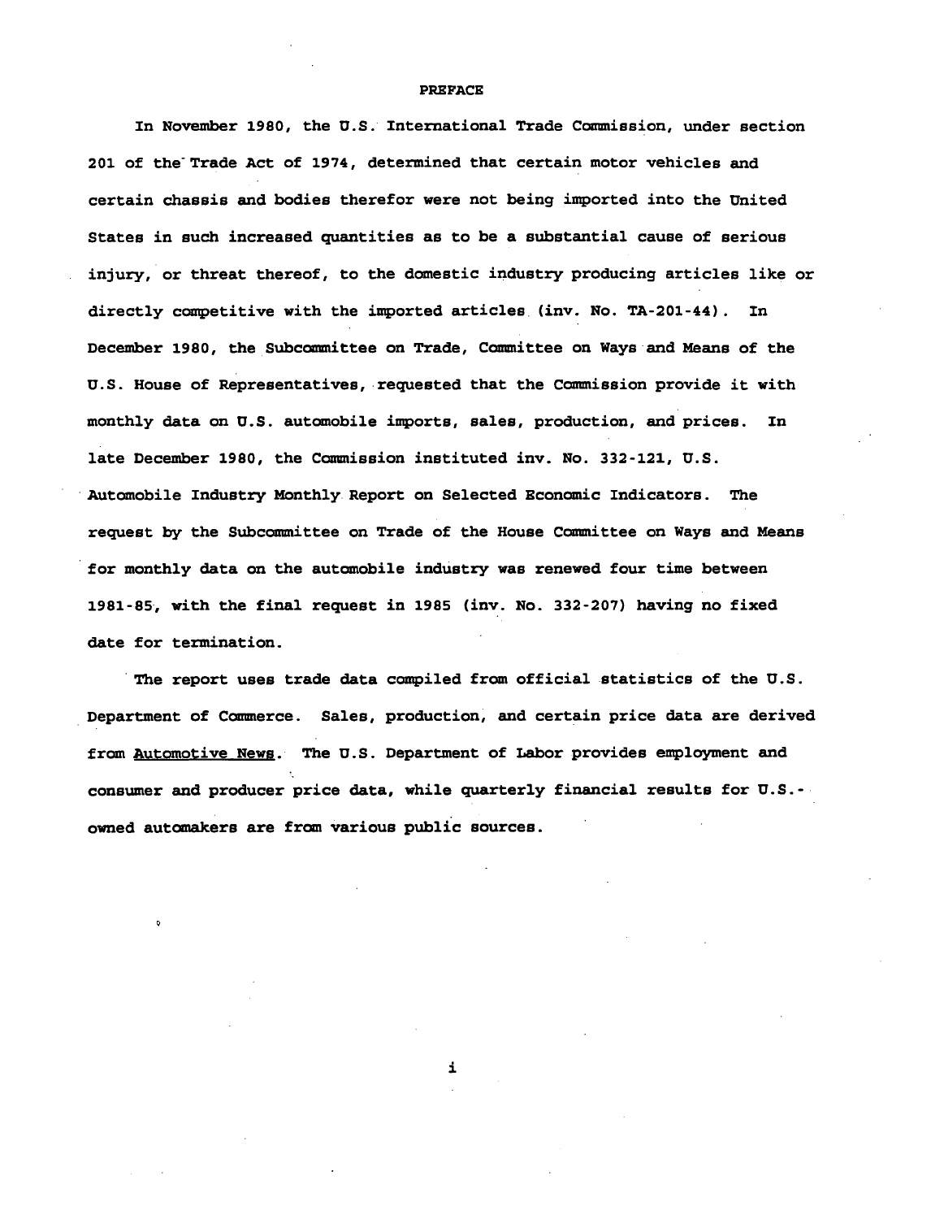## PREFACE

In November 1980, the U.S. International Trade Commission, under section 201 of the Trade Act of 1974, determined that certain motor vehicles and certain chassis and bodies therefor were not being imported into the United States in such increased quantities as to be a substantial cause of serious injury, or threat thereof, to the domestic industry producing articles like or directly competitive with the imported articles (inv. No. TA-201-44). In December 1980, the Subcommittee on Trade, Committee on Ways and Means of the U.S. House of Representatives, requested that the Commission provide it with monthly data on U.S. automobile imports, sales, production, and prices. In late December 1980, the Commission instituted inv. No. 332-121, U.S. Automobile Industry Monthly Report on Selected Economic Indicators. The request by the Subcommittee on Trade of the House Committee on Ways and Means for monthly data on the automobile industry was renewed four time between 1981-85, with the final request in 1985 (inv. No. 332-207) having no fixed date for termination.

The report uses trade data compiled from official statistics of the U.S. Department of Commerce. Sales, production, and certain price data are derived from Automotive News. The U.S. Department of Labor provides employment and consumer and producer price data, while quarterly financial results for U.S.-owned automakers are from various public sources.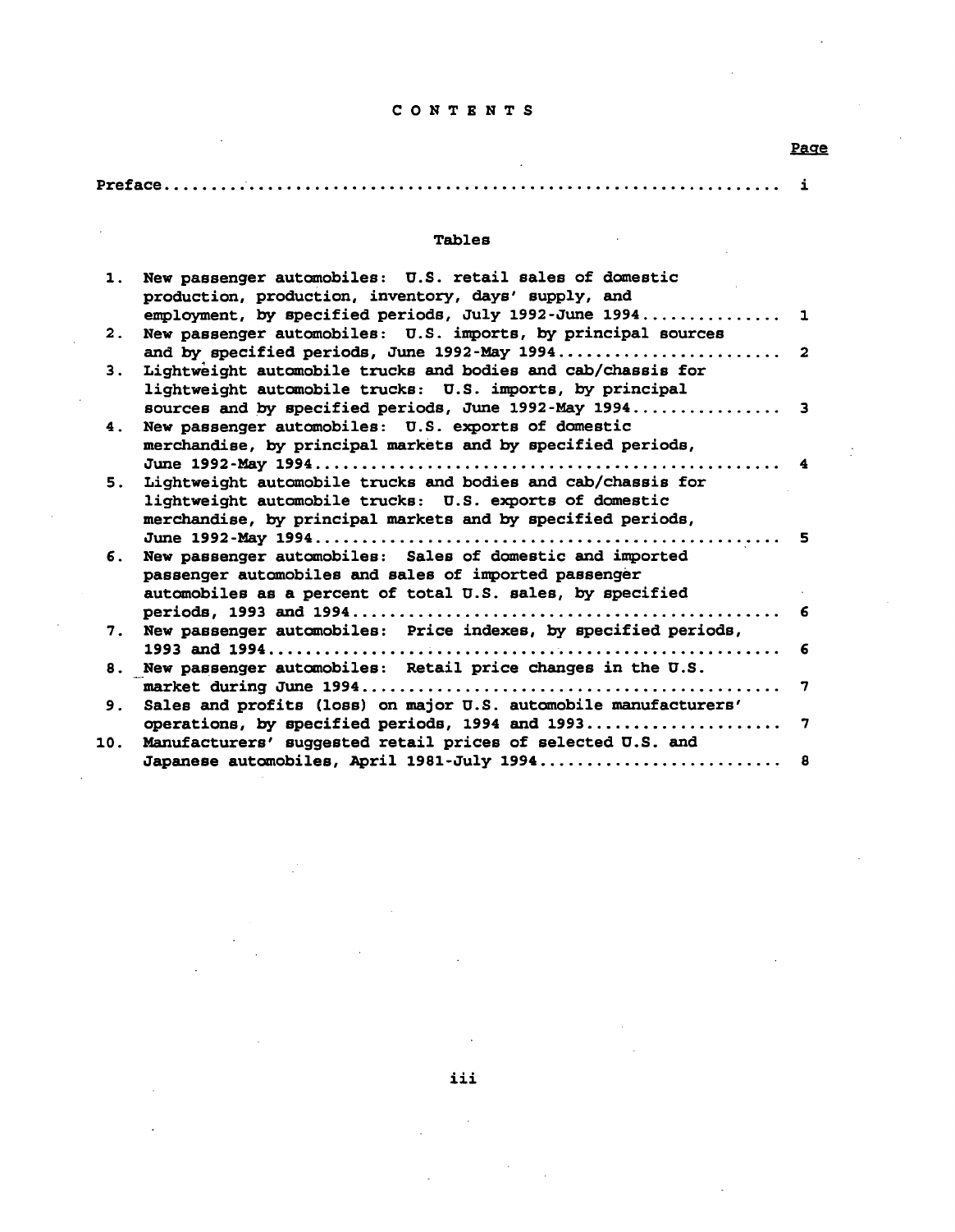# CONTENTS

| | Page |
|---|---|
| Preface | i |

## Tables

| | | |
|---|---|---|
| 1. | New passenger automobiles: U.S. retail sales of domestic production, production, inventory, days' supply, and employment, by specified periods, July 1992-June 1994 | 1 |
| 2. | New passenger automobiles: U.S. imports, by principal sources and by specified periods, June 1992-May 1994 | 2 |
| 3. | Lightweight automobile trucks and bodies and cab/chassis for lightweight automobile trucks: U.S. imports, by principal sources and by specified periods, June 1992-May 1994 | 3 |
| 4. | New passenger automobiles: U.S. exports of domestic merchandise, by principal markets and by specified periods, June 1992-May 1994 | 4 |
| 5. | Lightweight automobile trucks and bodies and cab/chassis for lightweight automobile trucks: U.S. exports of domestic merchandise, by principal markets and by specified periods, June 1992-May 1994 | 5 |
| 6. | New passenger automobiles: Sales of domestic and imported passenger automobiles and sales of imported passenger automobiles as a percent of total U.S. sales, by specified periods, 1993 and 1994 | 6 |
| 7. | New passenger automobiles: Price indexes, by specified periods, 1993 and 1994 | 6 |
| 8. | New passenger automobiles: Retail price changes in the U.S. market during June 1994 | 7 |
| 9. | Sales and profits (loss) on major U.S. automobile manufacturers' operations, by specified periods, 1994 and 1993 | 7 |
| 10. | Manufacturers' suggested retail prices of selected U.S. and Japanese automobiles, April 1981-July 1994 | 8 |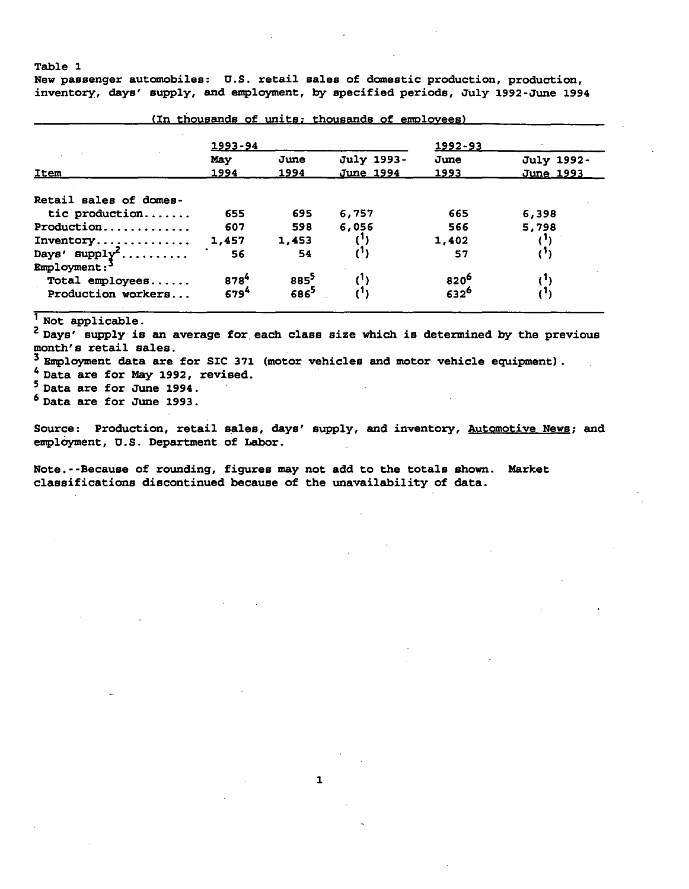Table 1

New passenger automobiles: U.S. retail sales of domestic production, production, inventory, days' supply, and employment, by specified periods, July 1992-June 1994

(In thousands of units; thousands of employees)

| Item | 1993-94 | | | 1992-93 | |
|---|---|---|---|---|---|
| | May 1994 | June 1994 | July 1993-June 1994 | June 1993 | July 1992-June 1993 |
| Retail sales of domestic production....... | 655 | 695 | 6,757 | 665 | 6,398 |
| Production............. | 607 | 598 | 6,056 | 566 | 5,798 |
| Inventory.............. | 1,457 | 1,453 | [1] | 1,402 | [1] |
| Days' supply[2].......... | 56 | 54 | [1] | 57 | [1] |
| Employment:[3] | | | | | |
| Total employees...... | 878[4] | 885[5] | [1] | 820[6] | [1] |
| Production workers... | 679[4] | 686[5] | [1] | 632[6] | [1] |

[1] Not applicable.

[2] Days' supply is an average for each class size which is determined by the previous month's retail sales.

[3] Employment data are for SIC 371 (motor vehicles and motor vehicle equipment).

[4] Data are for May 1992, revised.

[5] Data are for June 1994.

[6] Data are for June 1993.

Source: Production, retail sales, days' supply, and inventory, Automotive News; and employment, U.S. Department of Labor.

Note.--Because of rounding, figures may not add to the totals shown. Market classifications discontinued because of the unavailability of data.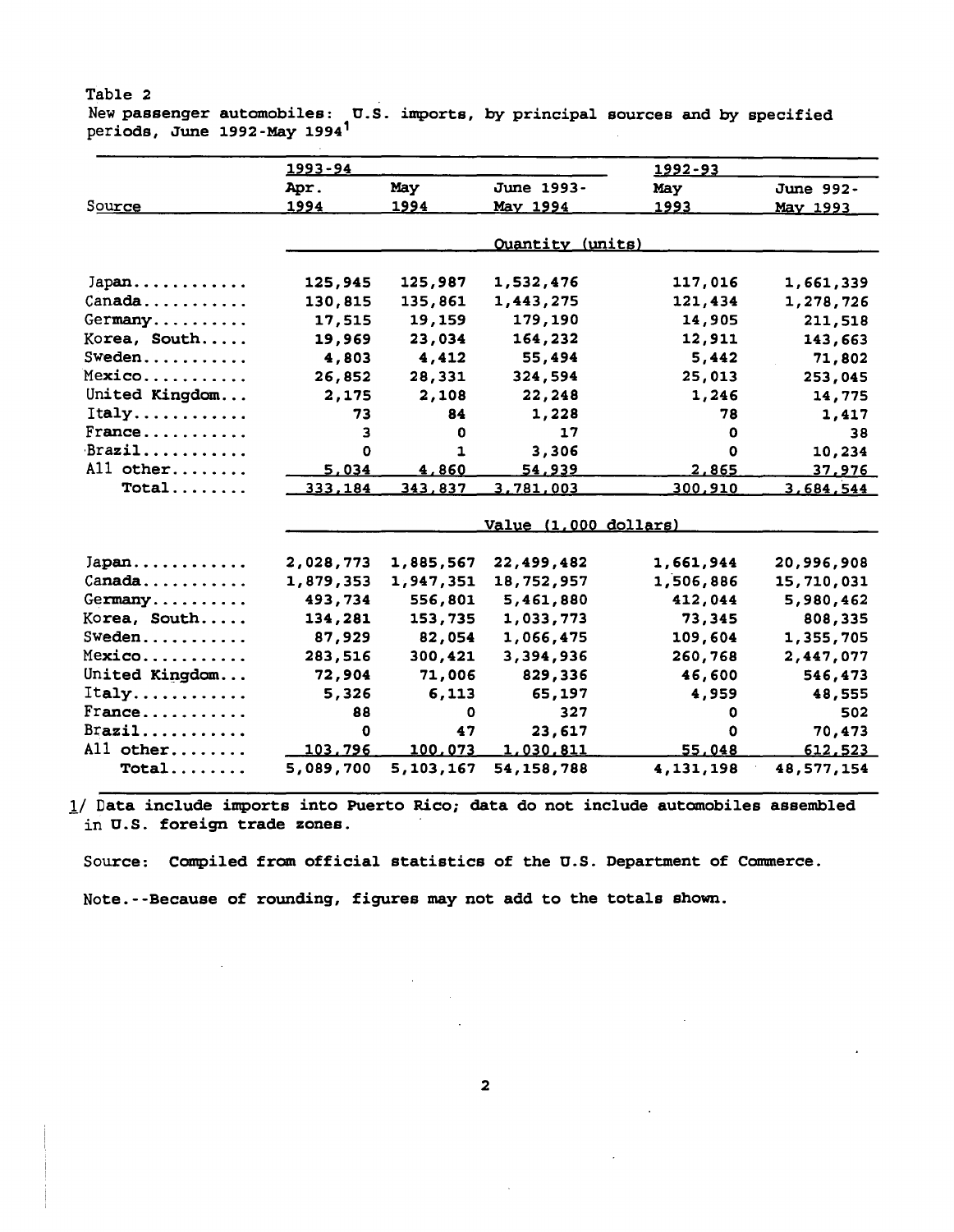Table 2
New passenger automobiles: U.S. imports, by principal sources and by specified periods, June 1992-May 1994[1]

| Source | 1993-94 | | | 1992-93 | |
|---|---|---|---|---|---|
| | Apr. 1994 | May 1994 | June 1993-May 1994 | May 1993 | June 992-May 1993 |
| | Quantity (units) | | | | |
| Japan | 125,945 | 125,987 | 1,532,476 | 117,016 | 1,661,339 |
| Canada | 130,815 | 135,861 | 1,443,275 | 121,434 | 1,278,726 |
| Germany | 17,515 | 19,159 | 179,190 | 14,905 | 211,518 |
| Korea, South | 19,969 | 23,034 | 164,232 | 12,911 | 143,663 |
| Sweden | 4,803 | 4,412 | 55,494 | 5,442 | 71,802 |
| Mexico | 26,852 | 28,331 | 324,594 | 25,013 | 253,045 |
| United Kingdom | 2,175 | 2,108 | 22,248 | 1,246 | 14,775 |
| Italy | 73 | 84 | 1,228 | 78 | 1,417 |
| France | 3 | 0 | 17 | 0 | 38 |
| Brazil | 0 | 1 | 3,306 | 0 | 10,234 |
| All other | 5,034 | 4,860 | 54,939 | 2,865 | 37,976 |
| Total | 333,184 | 343,837 | 3,781,003 | 300,910 | 3,684,544 |
| | Value (1,000 dollars) | | | | |
| Japan | 2,028,773 | 1,885,567 | 22,499,482 | 1,661,944 | 20,996,908 |
| Canada | 1,879,353 | 1,947,351 | 18,752,957 | 1,506,886 | 15,710,031 |
| Germany | 493,734 | 556,801 | 5,461,880 | 412,044 | 5,980,462 |
| Korea, South | 134,281 | 153,735 | 1,033,773 | 73,345 | 808,335 |
| Sweden | 87,929 | 82,054 | 1,066,475 | 109,604 | 1,355,705 |
| Mexico | 283,516 | 300,421 | 3,394,936 | 260,768 | 2,447,077 |
| United Kingdom | 72,904 | 71,006 | 829,336 | 46,600 | 546,473 |
| Italy | 5,326 | 6,113 | 65,197 | 4,959 | 48,555 |
| France | 88 | 0 | 327 | 0 | 502 |
| Brazil | 0 | 47 | 23,617 | 0 | 70,473 |
| All other | 103,796 | 100,073 | 1,030,811 | 55,048 | 612,523 |
| Total | 5,089,700 | 5,103,167 | 54,158,788 | 4,131,198 | 48,577,154 |

1/ Data include imports into Puerto Rico; data do not include automobiles assembled in U.S. foreign trade zones.

Source: Compiled from official statistics of the U.S. Department of Commerce.

Note.--Because of rounding, figures may not add to the totals shown.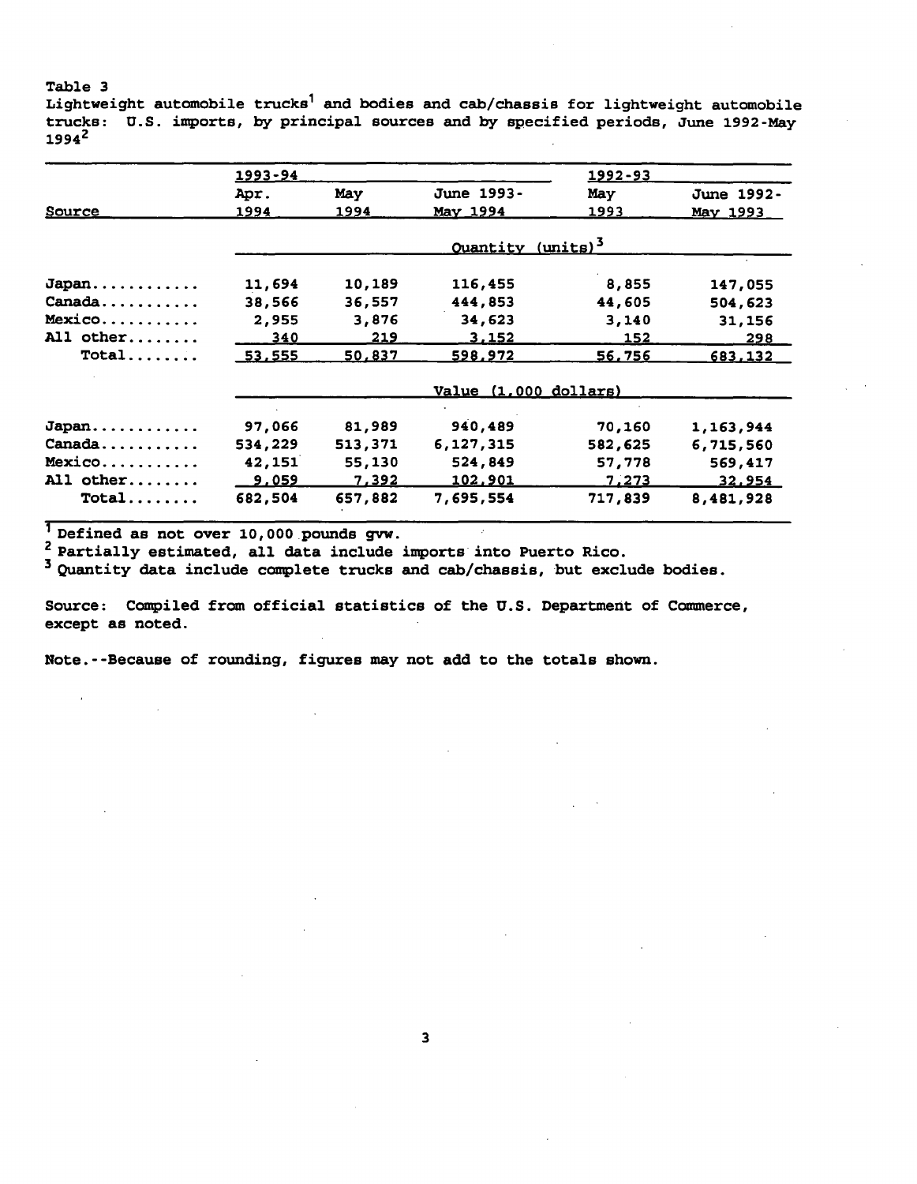Table 3
Lightweight automobile trucks[1] and bodies and cab/chassis for lightweight automobile trucks: U.S. imports, by principal sources and by specified periods, June 1992-May 1994[2]

| Source | 1993-94 | | | 1992-93 | |
|---|---|---|---|---|---|
| | Apr. 1994 | May 1994 | June 1993-May 1994 | May 1993 | June 1992-May 1993 |
| | Quantity (units)[3] | | | | |
| Japan | 11,694 | 10,189 | 116,455 | 8,855 | 147,055 |
| Canada | 38,566 | 36,557 | 444,853 | 44,605 | 504,623 |
| Mexico | 2,955 | 3,876 | 34,623 | 3,140 | 31,156 |
| All other | 340 | 219 | 3,152 | 152 | 298 |
| Total | 53,555 | 50,837 | 598,972 | 56,756 | 683,132 |
| | Value (1,000 dollars) | | | | |
| Japan | 97,066 | 81,989 | 940,489 | 70,160 | 1,163,944 |
| Canada | 534,229 | 513,371 | 6,127,315 | 582,625 | 6,715,560 |
| Mexico | 42,151 | 55,130 | 524,849 | 57,778 | 569,417 |
| All other | 9,059 | 7,392 | 102,901 | 7,273 | 32,954 |
| Total | 682,504 | 657,882 | 7,695,554 | 717,839 | 8,481,928 |

[1] Defined as not over 10,000 pounds gvw.
[2] Partially estimated, all data include imports into Puerto Rico.
[3] Quantity data include complete trucks and cab/chassis, but exclude bodies.

Source: Compiled from official statistics of the U.S. Department of Commerce, except as noted.

Note.--Because of rounding, figures may not add to the totals shown.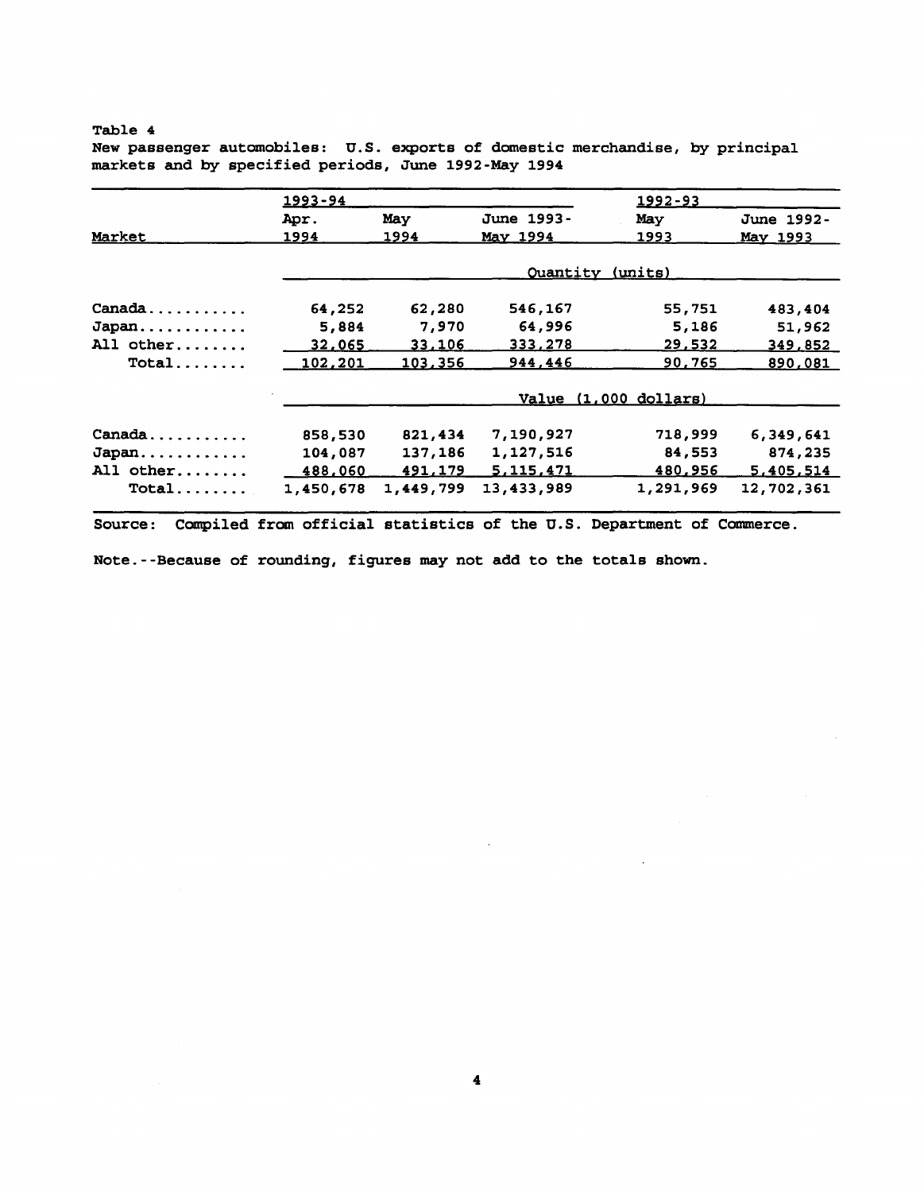Table 4

New passenger automobiles: U.S. exports of domestic merchandise, by principal markets and by specified periods, June 1992-May 1994

| Market | 1993-94 | | | 1992-93 | |
|---|---|---|---|---|---|
| | Apr. 1994 | May 1994 | June 1993-May 1994 | May 1993 | June 1992-May 1993 |
| | Quantity (units) | | | | |
| Canada........... | 64,252 | 62,280 | 546,167 | 55,751 | 483,404 |
| Japan............ | 5,884 | 7,970 | 64,996 | 5,186 | 51,962 |
| All other........ | 32,065 | 33,106 | 333,278 | 29,532 | 349,852 |
| Total........ | 102,201 | 103,356 | 944,446 | 90,765 | 890,081 |
| | Value (1,000 dollars) | | | | |
| Canada........... | 858,530 | 821,434 | 7,190,927 | 718,999 | 6,349,641 |
| Japan............ | 104,087 | 137,186 | 1,127,516 | 84,553 | 874,235 |
| All other........ | 488,060 | 491,179 | 5,115,471 | 480,956 | 5,405,514 |
| Total........ | 1,450,678 | 1,449,799 | 13,433,989 | 1,291,969 | 12,702,361 |

Source: Compiled from official statistics of the U.S. Department of Commerce.

Note.--Because of rounding, figures may not add to the totals shown.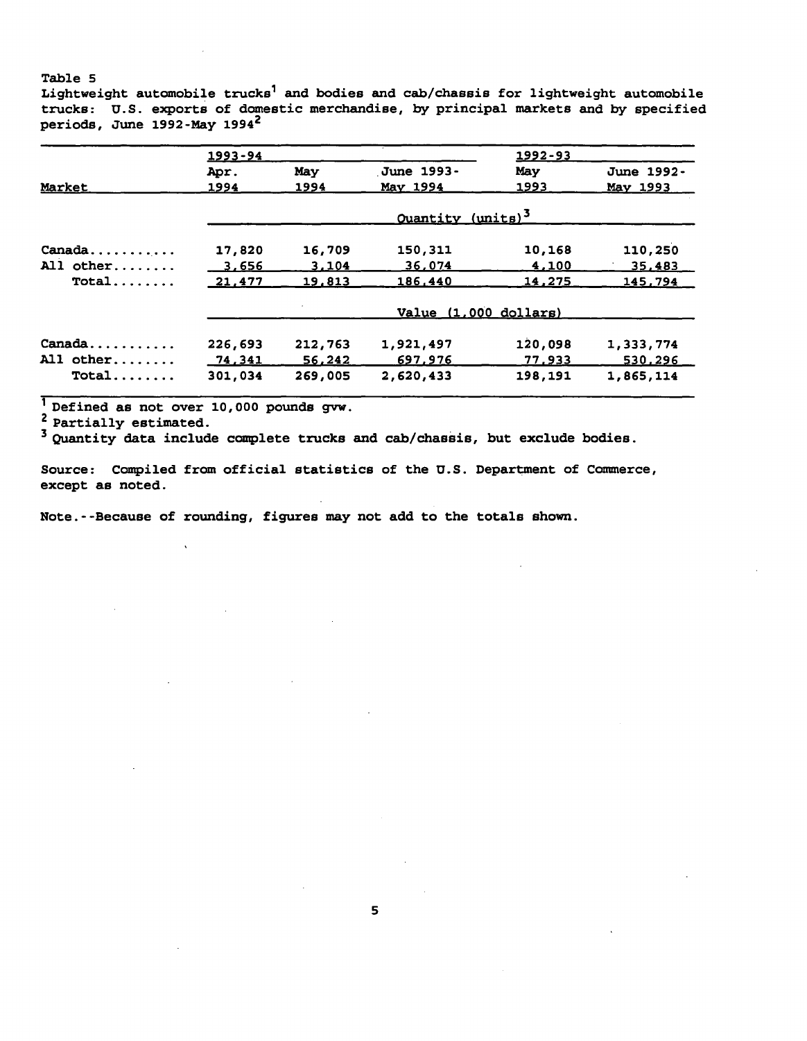Table 5

Lightweight automobile trucks[1] and bodies and cab/chassis for lightweight automobile trucks: U.S. exports of domestic merchandise, by principal markets and by specified periods, June 1992-May 1994[2]

| | 1993-94 | | | 1992-93 | |
|---|---|---|---|---|---|
| Market | Apr. 1994 | May 1994 | June 1993-May 1994 | May 1993 | June 1992-May 1993 |
| | Quantity (units)[3] | | | | |
| Canada | 17,820 | 16,709 | 150,311 | 10,168 | 110,250 |
| All other | 3,656 | 3,104 | 36,074 | 4,100 | 35,483 |
| Total | 21,477 | 19,813 | 186,440 | 14,275 | 145,794 |
| | Value (1,000 dollars) | | | | |
| Canada | 226,693 | 212,763 | 1,921,497 | 120,098 | 1,333,774 |
| All other | 74,341 | 56,242 | 697,976 | 77,933 | 530,296 |
| Total | 301,034 | 269,005 | 2,620,433 | 198,191 | 1,865,114 |

[1] Defined as not over 10,000 pounds gvw.

[2] Partially estimated.

[3] Quantity data include complete trucks and cab/chassis, but exclude bodies.

Source: Compiled from official statistics of the U.S. Department of Commerce, except as noted.

Note.--Because of rounding, figures may not add to the totals shown.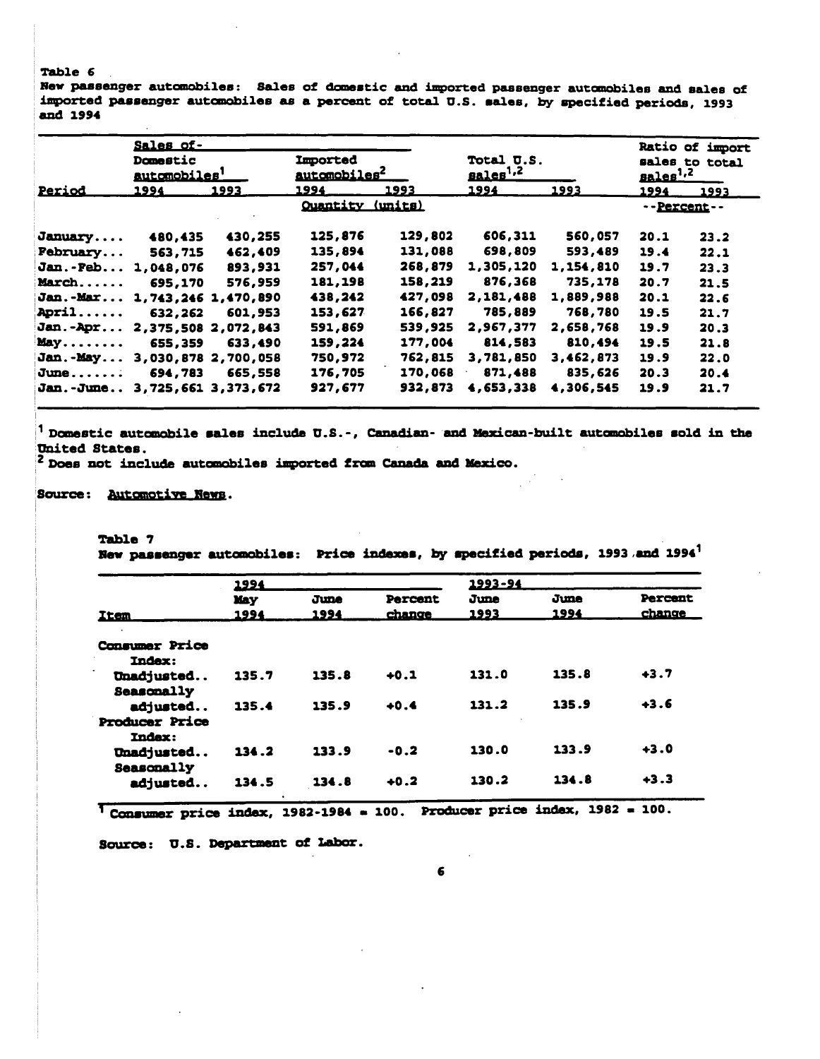Table 6

New passenger automobiles: Sales of domestic and imported passenger automobiles and sales of imported passenger automobiles as a percent of total U.S. sales, by specified periods, 1993 and 1994

| Period | Sales of- Domestic automobiles[1] | | Imported automobiles[2] | | Total U.S. sales[1,2] | | Ratio of import sales to total sales[1,2] | |
|---|---|---|---|---|---|---|---|---|
| | 1994 | 1993 | 1994 | 1993 | 1994 | 1993 | 1994 | 1993 |
| | Quantity (units) | | | | | | --Percent-- | |
| January.... | 480,435 | 430,255 | 125,876 | 129,802 | 606,311 | 560,057 | 20.1 | 23.2 |
| February... | 563,715 | 462,409 | 135,894 | 131,088 | 698,809 | 593,489 | 19.4 | 22.1 |
| Jan.-Feb... | 1,048,076 | 893,931 | 257,044 | 268,879 | 1,305,120 | 1,154,810 | 19.7 | 23.3 |
| March...... | 695,170 | 576,959 | 181,198 | 158,219 | 876,368 | 735,178 | 20.7 | 21.5 |
| Jan.-Mar... | 1,743,246 | 1,470,890 | 438,242 | 427,098 | 2,181,488 | 1,889,988 | 20.1 | 22.6 |
| April...... | 632,262 | 601,953 | 153,627 | 166,827 | 785,889 | 768,780 | 19.5 | 21.7 |
| Jan.-Apr... | 2,375,508 | 2,072,843 | 591,869 | 539,925 | 2,967,377 | 2,658,768 | 19.9 | 20.3 |
| May........ | 655,359 | 633,490 | 159,224 | 177,004 | 814,583 | 810,494 | 19.5 | 21.8 |
| Jan.-May... | 3,030,878 | 2,700,058 | 750,972 | 762,815 | 3,781,850 | 3,462,873 | 19.9 | 22.0 |
| June....... | 694,783 | 665,558 | 176,705 | 170,068 | 871,488 | 835,626 | 20.3 | 20.4 |
| Jan.-June.. | 3,725,661 | 3,373,672 | 927,677 | 932,873 | 4,653,338 | 4,306,545 | 19.9 | 21.7 |

[1] Domestic automobile sales include U.S.-, Canadian- and Mexican-built automobiles sold in the United States.
[2] Does not include automobiles imported from Canada and Mexico.

Source: *Automotive News*.

Table 7

New passenger automobiles: Price indexes, by specified periods, 1993 and 1994[1]

| Item | 1994 May 1994 | June 1994 | Percent change | 1993-94 June 1993 | June 1994 | Percent change |
|---|---|---|---|---|---|---|
| Consumer Price Index: | | | | | | |
| Unadjusted.. | 135.7 | 135.8 | +0.1 | 131.0 | 135.8 | +3.7 |
| Seasonally adjusted.. | 135.4 | 135.9 | +0.4 | 131.2 | 135.9 | +3.6 |
| Producer Price Index: | | | | | | |
| Unadjusted.. | 134.2 | 133.9 | -0.2 | 130.0 | 133.9 | +3.0 |
| Seasonally adjusted.. | 134.5 | 134.8 | +0.2 | 130.2 | 134.8 | +3.3 |

[1] Consumer price index, 1982-1984 = 100. Producer price index, 1982 = 100.

Source: U.S. Department of Labor.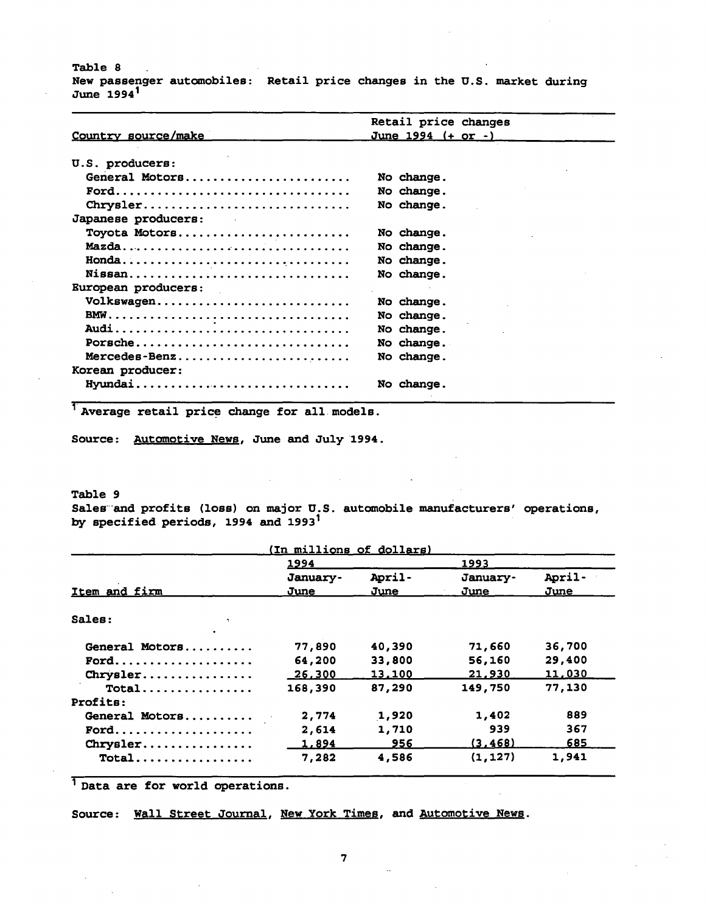Table 8
New passenger automobiles: Retail price changes in the U.S. market during June 1994[1]

| Country source/make | Retail price changes June 1994 (+ or -) |
|---|---|
| U.S. producers: | |
| General Motors | No change. |
| Ford | No change. |
| Chrysler | No change. |
| Japanese producers: | |
| Toyota Motors | No change. |
| Mazda | No change. |
| Honda | No change. |
| Nissan | No change. |
| European producers: | |
| Volkswagen | No change. |
| BMW | No change. |
| Audi | No change. |
| Porsche | No change. |
| Mercedes-Benz | No change. |
| Korean producer: | |
| Hyundai | No change. |

[1] Average retail price change for all models.

Source: Automotive News, June and July 1994.

Table 9
Sales and profits (loss) on major U.S. automobile manufacturers' operations, by specified periods, 1994 and 1993[1]

(In millions of dollars)

| Item and firm | 1994 January-June | 1994 April-June | 1993 January-June | 1993 April-June |
|---|---|---|---|---|
| Sales: | | | | |
| General Motors | 77,890 | 40,390 | 71,660 | 36,700 |
| Ford | 64,200 | 33,800 | 56,160 | 29,400 |
| Chrysler | 26,300 | 13,100 | 21,930 | 11,030 |
| Total | 168,390 | 87,290 | 149,750 | 77,130 |
| Profits: | | | | |
| General Motors | 2,774 | 1,920 | 1,402 | 889 |
| Ford | 2,614 | 1,710 | 939 | 367 |
| Chrysler | 1,894 | 956 | (3,468) | 685 |
| Total | 7,282 | 4,586 | (1,127) | 1,941 |

[1] Data are for world operations.

Source: Wall Street Journal, New York Times, and Automotive News.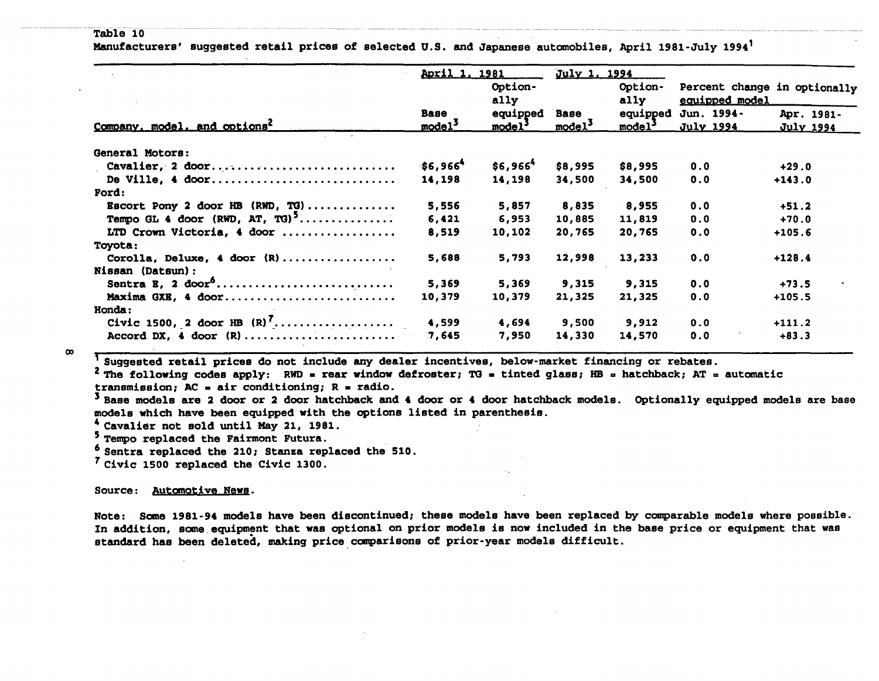Table 10

Manufacturers' suggested retail prices of selected U.S. and Japanese automobiles, April 1981-July 1994[1]

| Company, model, and options[2] | April 1, 1981 | | July 1, 1994 | | Percent change in optionally equipped model | |
|---|---|---|---|---|---|---|
| | Base model[3] | Optionally equipped model[3] | Base model[3] | Optionally equipped model[3] | Jun. 1994-July 1994 | Apr. 1981-July 1994 |
| General Motors: | | | | | | |
| Cavalier, 2 door | $6,966[4] | $6,966[4] | $8,995 | $8,995 | 0.0 | +29.0 |
| De Ville, 4 door | 14,198 | 14,198 | 34,500 | 34,500 | 0.0 | +143.0 |
| Ford: | | | | | | |
| Escort Pony 2 door HB (RWD, TG) | 5,556 | 5,857 | 8,835 | 8,955 | 0.0 | +51.2 |
| Tempo GL 4 door (RWD, AT, TG)[5] | 6,421 | 6,953 | 10,885 | 11,819 | 0.0 | +70.0 |
| LTD Crown Victoria, 4 door | 8,519 | 10,102 | 20,765 | 20,765 | 0.0 | +105.6 |
| Toyota: | | | | | | |
| Corolla, Deluxe, 4 door (R) | 5,688 | 5,793 | 12,998 | 13,233 | 0.0 | +128.4 |
| Nissan (Datsun): | | | | | | |
| Sentra E, 2 door[6] | 5,369 | 5,369 | 9,315 | 9,315 | 0.0 | +73.5 |
| Maxima GXE, 4 door | 10,379 | 10,379 | 21,325 | 21,325 | 0.0 | +105.5 |
| Honda: | | | | | | |
| Civic 1500, 2 door HB (R)[7] | 4,599 | 4,694 | 9,500 | 9,912 | 0.0 | +111.2 |
| Accord DX, 4 door (R) | 7,645 | 7,950 | 14,330 | 14,570 | 0.0 | +83.3 |

[1] Suggested retail prices do not include any dealer incentives, below-market financing or rebates.

[2] The following codes apply: RWD = rear window defroster; TG = tinted glass; HB = hatchback; AT = automatic transmission; AC = air conditioning; R = radio.

[3] Base models are 2 door or 2 door hatchback and 4 door or 4 door hatchback models. Optionally equipped models are base models which have been equipped with the options listed in parenthesis.

[4] Cavalier not sold until May 21, 1981.

[5] Tempo replaced the Fairmont Futura.

[6] Sentra replaced the 210; Stanza replaced the 510.

[7] Civic 1500 replaced the Civic 1300.

Source: Automotive News.

Note: Some 1981-94 models have been discontinued; these models have been replaced by comparable models where possible. In addition, some equipment that was optional on prior models is now included in the base price or equipment that was standard has been deleted, making price comparisons of prior-year models difficult.